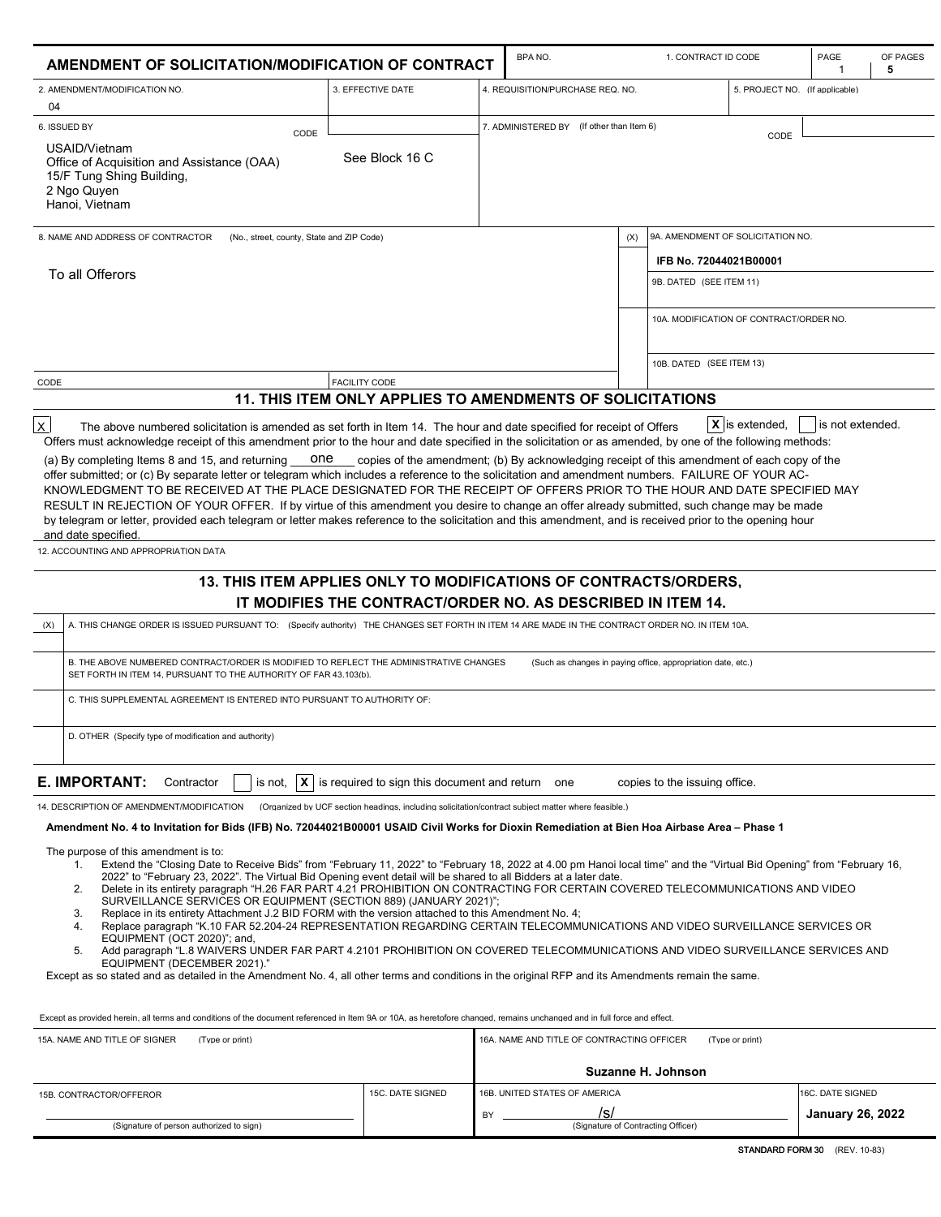# AMENDMENT OF SOLICITATION/MODIFICATION OF CONTRACT

| BPA NO. | 1. CONTRACT ID CODE | PAGE 1 | OF PAGES 5 |
|---|---|---|---|

| 2. AMENDMENT/MODIFICATION NO. | 3. EFFECTIVE DATE | 4. REQUISITION/PURCHASE REQ. NO. | 5. PROJECT NO. (If applicable) |
|---|---|---|---|
| 04 | | | |

**6. ISSUED BY** CODE: See Block 16 C

USAID/Vietnam
Office of Acquisition and Assistance (OAA)
15/F Tung Shing Building,
2 Ngo Quyen
Hanoi, Vietnam

**7. ADMINISTERED BY** (If other than Item 6) CODE

**8. NAME AND ADDRESS OF CONTRACTOR** (No., street, county, State and ZIP Code)

To all Offerors

| (X) | |
|---|---|
| | 9A. AMENDMENT OF SOLICITATION NO. **IFB No. 72044021B00001** |
| | 9B. DATED (SEE ITEM 11) |
| | 10A. MODIFICATION OF CONTRACT/ORDER NO. |
| | 10B. DATED (SEE ITEM 13) |

CODE | FACILITY CODE

## 11. THIS ITEM ONLY APPLIES TO AMENDMENTS OF SOLICITATIONS

[X] The above numbered solicitation is amended as set forth in Item 14. The hour and date specified for receipt of Offers [X] is extended, [ ] is not extended.

Offers must acknowledge receipt of this amendment prior to the hour and date specified in the solicitation or as amended, by one of the following methods:

(a) By completing Items 8 and 15, and returning one copies of the amendment; (b) By acknowledging receipt of this amendment of each copy of the offer submitted; or (c) By separate letter or telegram which includes a reference to the solicitation and amendment numbers. FAILURE OF YOUR ACKNOWLEDGMENT TO BE RECEIVED AT THE PLACE DESIGNATED FOR THE RECEIPT OF OFFERS PRIOR TO THE HOUR AND DATE SPECIFIED MAY RESULT IN REJECTION OF YOUR OFFER. If by virtue of this amendment you desire to change an offer already submitted, such change may be made by telegram or letter, provided each telegram or letter makes reference to the solicitation and this amendment, and is received prior to the opening hour and date specified.

12. ACCOUNTING AND APPROPRIATION DATA

## 13. THIS ITEM APPLIES ONLY TO MODIFICATIONS OF CONTRACTS/ORDERS, IT MODIFIES THE CONTRACT/ORDER NO. AS DESCRIBED IN ITEM 14.

| (X) | |
|---|---|
| | A. THIS CHANGE ORDER IS ISSUED PURSUANT TO: (Specify authority) THE CHANGES SET FORTH IN ITEM 14 ARE MADE IN THE CONTRACT ORDER NO. IN ITEM 10A. |
| | B. THE ABOVE NUMBERED CONTRACT/ORDER IS MODIFIED TO REFLECT THE ADMINISTRATIVE CHANGES (Such as changes in paying office, appropriation date, etc.) SET FORTH IN ITEM 14, PURSUANT TO THE AUTHORITY OF FAR 43.103(b). |
| | C. THIS SUPPLEMENTAL AGREEMENT IS ENTERED INTO PURSUANT TO AUTHORITY OF: |
| | D. OTHER (Specify type of modification and authority) |

**E. IMPORTANT:** Contractor [ ] is not, [X] is required to sign this document and return one copies to the issuing office.

14. DESCRIPTION OF AMENDMENT/MODIFICATION (Organized by UCF section headings, including solicitation/contract subject matter where feasible.)

**Amendment No. 4 to Invitation for Bids (IFB) No. 72044021B00001 USAID Civil Works for Dioxin Remediation at Bien Hoa Airbase Area – Phase 1**

The purpose of this amendment is to:

1. Extend the "Closing Date to Receive Bids" from "February 11, 2022" to "February 18, 2022 at 4.00 pm Hanoi local time" and the "Virtual Bid Opening" from "February 16, 2022" to "February 23, 2022". The Virtual Bid Opening event detail will be shared to all Bidders at a later date.
2. Delete in its entirety paragraph "H.26 FAR PART 4.21 PROHIBITION ON CONTRACTING FOR CERTAIN COVERED TELECOMMUNICATIONS AND VIDEO SURVEILLANCE SERVICES OR EQUIPMENT (SECTION 889) (JANUARY 2021)";
3. Replace in its entirety Attachment J.2 BID FORM with the version attached to this Amendment No. 4;
4. Replace paragraph "K.10 FAR 52.204-24 REPRESENTATION REGARDING CERTAIN TELECOMMUNICATIONS AND VIDEO SURVEILLANCE SERVICES OR EQUIPMENT (OCT 2020)"; and,
5. Add paragraph "L.8 WAIVERS UNDER FAR PART 4.2101 PROHIBITION ON COVERED TELECOMMUNICATIONS AND VIDEO SURVEILLANCE SERVICES AND EQUIPMENT (DECEMBER 2021)."

Except as so stated and as detailed in the Amendment No. 4, all other terms and conditions in the original RFP and its Amendments remain the same.

Except as provided herein, all terms and conditions of the document referenced in Item 9A or 10A, as heretofore changed, remains unchanged and in full force and effect.

| 15A. NAME AND TITLE OF SIGNER (Type or print) | | 16A. NAME AND TITLE OF CONTRACTING OFFICER (Type or print) | |
|---|---|---|---|
| | | **Suzanne H. Johnson** | |
| 15B. CONTRACTOR/OFFEROR | 15C. DATE SIGNED | 16B. UNITED STATES OF AMERICA | 16C. DATE SIGNED |
| (Signature of person authorized to sign) | | BY /s/ (Signature of Contracting Officer) | **January 26, 2022** |

STANDARD FORM 30 (REV. 10-83)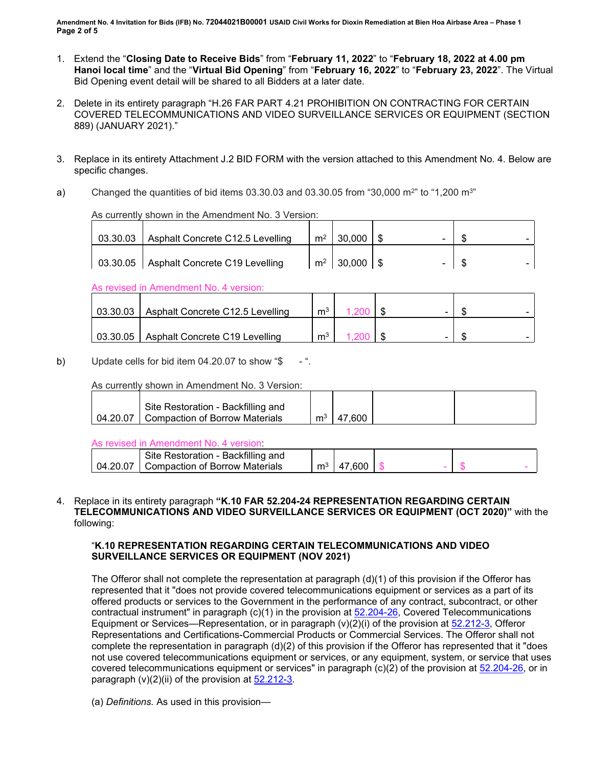1. Extend the "**Closing Date to Receive Bids**" from "**February 11, 2022**" to "**February 18, 2022 at 4.00 pm Hanoi local time**" and the "**Virtual Bid Opening**" from "**February 16, 2022**" to "**February 23, 2022**". The Virtual Bid Opening event detail will be shared to all Bidders at a later date.

2. Delete in its entirety paragraph "H.26 FAR PART 4.21 PROHIBITION ON CONTRACTING FOR CERTAIN COVERED TELECOMMUNICATIONS AND VIDEO SURVEILLANCE SERVICES OR EQUIPMENT (SECTION 889) (JANUARY 2021)."

3. Replace in its entirety Attachment J.2 BID FORM with the version attached to this Amendment No. 4. Below are specific changes.

a) Changed the quantities of bid items 03.30.03 and 03.30.05 from "30,000 $m^2$" to "1,200 $m^3$"

As currently shown in the Amendment No. 3 Version:

| | | | | | |
|---|---|---|---|---|---|
| 03.30.03 | Asphalt Concrete C12.5 Levelling | $m^2$ | 30,000 | $ - | $ - |
| 03.30.05 | Asphalt Concrete C19 Levelling | $m^2$ | 30,000 | $ - | $ - |

As revised in Amendment No. 4 version:

| | | | | | |
|---|---|---|---|---|---|
| 03.30.03 | Asphalt Concrete C12.5 Levelling | $m^3$ | 1,200 | $ - | $ - |
| 03.30.05 | Asphalt Concrete C19 Levelling | $m^3$ | 1,200 | $ - | $ - |

b) Update cells for bid item 04.20.07 to show "$ - ".

As currently shown in Amendment No. 3 Version:

| | | | | | |
|---|---|---|---|---|---|
| 04.20.07 | Site Restoration - Backfilling and Compaction of Borrow Materials | $m^3$ | 47,600 | | |

As revised in Amendment No. 4 version:

| | | | | | |
|---|---|---|---|---|---|
| 04.20.07 | Site Restoration - Backfilling and Compaction of Borrow Materials | $m^3$ | 47,600 | $ - | $ - |

4. Replace in its entirety paragraph **"K.10 FAR 52.204-24 REPRESENTATION REGARDING CERTAIN TELECOMMUNICATIONS AND VIDEO SURVEILLANCE SERVICES OR EQUIPMENT (OCT 2020)"** with the following:

"**K.10 REPRESENTATION REGARDING CERTAIN TELECOMMUNICATIONS AND VIDEO SURVEILLANCE SERVICES OR EQUIPMENT (NOV 2021)**

The Offeror shall not complete the representation at paragraph (d)(1) of this provision if the Offeror has represented that it "does not provide covered telecommunications equipment or services as a part of its offered products or services to the Government in the performance of any contract, subcontract, or other contractual instrument" in paragraph (c)(1) in the provision at 52.204-26, Covered Telecommunications Equipment or Services—Representation, or in paragraph (v)(2)(i) of the provision at 52.212-3, Offeror Representations and Certifications-Commercial Products or Commercial Services. The Offeror shall not complete the representation in paragraph (d)(2) of this provision if the Offeror has represented that it "does not use covered telecommunications equipment or services, or any equipment, system, or service that uses covered telecommunications equipment or services" in paragraph (c)(2) of the provision at 52.204-26, or in paragraph (v)(2)(ii) of the provision at 52.212-3.

(a) *Definitions.* As used in this provision—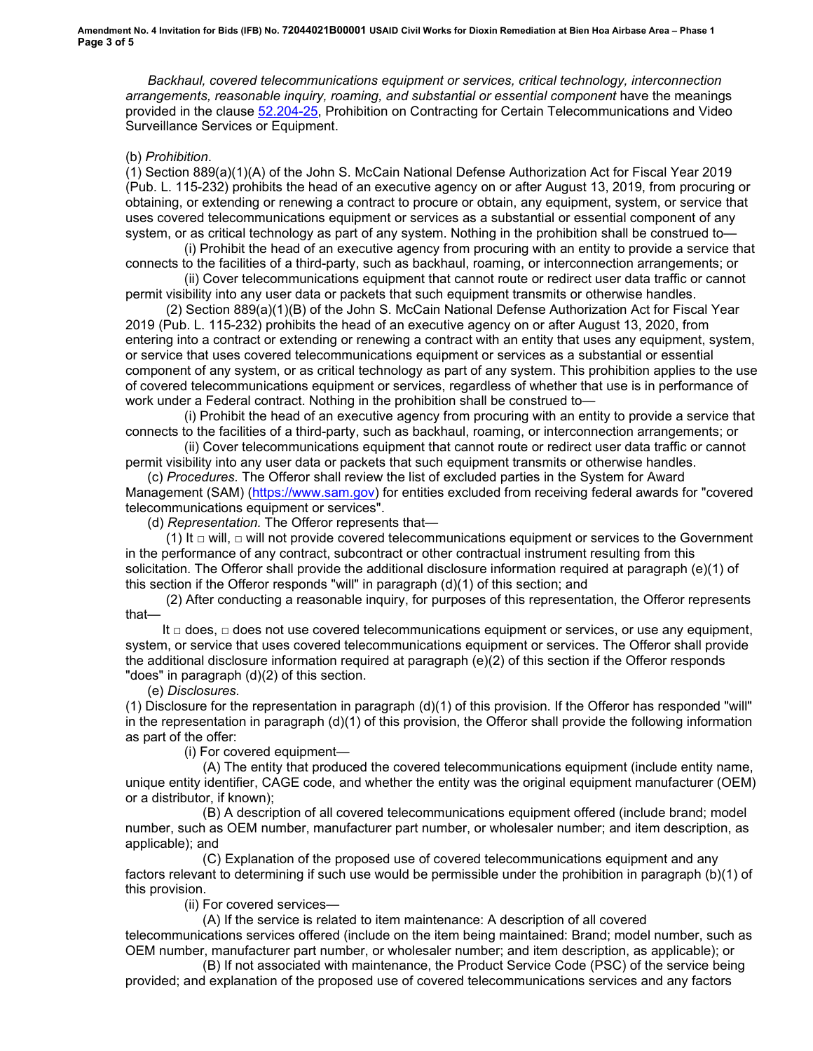*Backhaul, covered telecommunications equipment or services, critical technology, interconnection arrangements, reasonable inquiry, roaming, and substantial or essential component* have the meanings provided in the clause 52.204-25, Prohibition on Contracting for Certain Telecommunications and Video Surveillance Services or Equipment.

(b) *Prohibition*.

(1) Section 889(a)(1)(A) of the John S. McCain National Defense Authorization Act for Fiscal Year 2019 (Pub. L. 115-232) prohibits the head of an executive agency on or after August 13, 2019, from procuring or obtaining, or extending or renewing a contract to procure or obtain, any equipment, system, or service that uses covered telecommunications equipment or services as a substantial or essential component of any system, or as critical technology as part of any system. Nothing in the prohibition shall be construed to—

(i) Prohibit the head of an executive agency from procuring with an entity to provide a service that connects to the facilities of a third-party, such as backhaul, roaming, or interconnection arrangements; or

(ii) Cover telecommunications equipment that cannot route or redirect user data traffic or cannot permit visibility into any user data or packets that such equipment transmits or otherwise handles.

(2) Section 889(a)(1)(B) of the John S. McCain National Defense Authorization Act for Fiscal Year 2019 (Pub. L. 115-232) prohibits the head of an executive agency on or after August 13, 2020, from entering into a contract or extending or renewing a contract with an entity that uses any equipment, system, or service that uses covered telecommunications equipment or services as a substantial or essential component of any system, or as critical technology as part of any system. This prohibition applies to the use of covered telecommunications equipment or services, regardless of whether that use is in performance of work under a Federal contract. Nothing in the prohibition shall be construed to—

(i) Prohibit the head of an executive agency from procuring with an entity to provide a service that connects to the facilities of a third-party, such as backhaul, roaming, or interconnection arrangements; or

(ii) Cover telecommunications equipment that cannot route or redirect user data traffic or cannot permit visibility into any user data or packets that such equipment transmits or otherwise handles.

(c) *Procedures.* The Offeror shall review the list of excluded parties in the System for Award Management (SAM) (https://www.sam.gov) for entities excluded from receiving federal awards for "covered telecommunications equipment or services".

(d) *Representation.* The Offeror represents that—

(1) It □ will, □ will not provide covered telecommunications equipment or services to the Government in the performance of any contract, subcontract or other contractual instrument resulting from this solicitation. The Offeror shall provide the additional disclosure information required at paragraph (e)(1) of this section if the Offeror responds "will" in paragraph (d)(1) of this section; and

(2) After conducting a reasonable inquiry, for purposes of this representation, the Offeror represents that—

It □ does, □ does not use covered telecommunications equipment or services, or use any equipment, system, or service that uses covered telecommunications equipment or services. The Offeror shall provide the additional disclosure information required at paragraph (e)(2) of this section if the Offeror responds "does" in paragraph (d)(2) of this section.

(e) *Disclosures.*

(1) Disclosure for the representation in paragraph (d)(1) of this provision. If the Offeror has responded "will" in the representation in paragraph (d)(1) of this provision, the Offeror shall provide the following information as part of the offer:

(i) For covered equipment—

(A) The entity that produced the covered telecommunications equipment (include entity name, unique entity identifier, CAGE code, and whether the entity was the original equipment manufacturer (OEM) or a distributor, if known);

(B) A description of all covered telecommunications equipment offered (include brand; model number, such as OEM number, manufacturer part number, or wholesaler number; and item description, as applicable); and

(C) Explanation of the proposed use of covered telecommunications equipment and any factors relevant to determining if such use would be permissible under the prohibition in paragraph (b)(1) of this provision.

(ii) For covered services—

(A) If the service is related to item maintenance: A description of all covered telecommunications services offered (include on the item being maintained: Brand; model number, such as OEM number, manufacturer part number, or wholesaler number; and item description, as applicable); or

(B) If not associated with maintenance, the Product Service Code (PSC) of the service being provided; and explanation of the proposed use of covered telecommunications services and any factors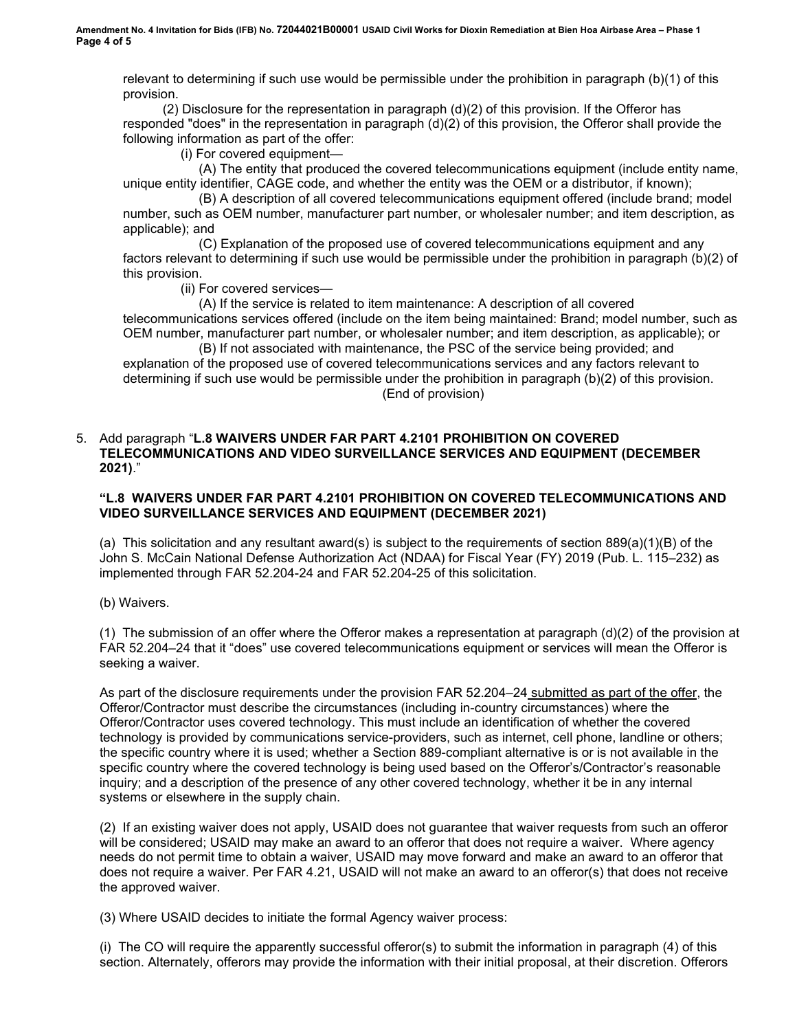relevant to determining if such use would be permissible under the prohibition in paragraph (b)(1) of this provision.

(2) Disclosure for the representation in paragraph (d)(2) of this provision. If the Offeror has responded "does" in the representation in paragraph (d)(2) of this provision, the Offeror shall provide the following information as part of the offer:

(i) For covered equipment—

(A) The entity that produced the covered telecommunications equipment (include entity name, unique entity identifier, CAGE code, and whether the entity was the OEM or a distributor, if known);

(B) A description of all covered telecommunications equipment offered (include brand; model number, such as OEM number, manufacturer part number, or wholesaler number; and item description, as applicable); and

(C) Explanation of the proposed use of covered telecommunications equipment and any factors relevant to determining if such use would be permissible under the prohibition in paragraph (b)(2) of this provision.

(ii) For covered services—

(A) If the service is related to item maintenance: A description of all covered telecommunications services offered (include on the item being maintained: Brand; model number, such as OEM number, manufacturer part number, or wholesaler number; and item description, as applicable); or

(B) If not associated with maintenance, the PSC of the service being provided; and explanation of the proposed use of covered telecommunications services and any factors relevant to determining if such use would be permissible under the prohibition in paragraph (b)(2) of this provision.

(End of provision)

5. Add paragraph "**L.8 WAIVERS UNDER FAR PART 4.2101 PROHIBITION ON COVERED TELECOMMUNICATIONS AND VIDEO SURVEILLANCE SERVICES AND EQUIPMENT (DECEMBER 2021)**."

**"L.8 WAIVERS UNDER FAR PART 4.2101 PROHIBITION ON COVERED TELECOMMUNICATIONS AND VIDEO SURVEILLANCE SERVICES AND EQUIPMENT (DECEMBER 2021)**

(a) This solicitation and any resultant award(s) is subject to the requirements of section 889(a)(1)(B) of the John S. McCain National Defense Authorization Act (NDAA) for Fiscal Year (FY) 2019 (Pub. L. 115–232) as implemented through FAR 52.204-24 and FAR 52.204-25 of this solicitation.

(b) Waivers.

(1) The submission of an offer where the Offeror makes a representation at paragraph (d)(2) of the provision at FAR 52.204–24 that it "does" use covered telecommunications equipment or services will mean the Offeror is seeking a waiver.

As part of the disclosure requirements under the provision FAR 52.204–24 submitted as part of the offer, the Offeror/Contractor must describe the circumstances (including in-country circumstances) where the Offeror/Contractor uses covered technology. This must include an identification of whether the covered technology is provided by communications service-providers, such as internet, cell phone, landline or others; the specific country where it is used; whether a Section 889-compliant alternative is or is not available in the specific country where the covered technology is being used based on the Offeror's/Contractor's reasonable inquiry; and a description of the presence of any other covered technology, whether it be in any internal systems or elsewhere in the supply chain.

(2) If an existing waiver does not apply, USAID does not guarantee that waiver requests from such an offeror will be considered; USAID may make an award to an offeror that does not require a waiver. Where agency needs do not permit time to obtain a waiver, USAID may move forward and make an award to an offeror that does not require a waiver. Per FAR 4.21, USAID will not make an award to an offeror(s) that does not receive the approved waiver.

(3) Where USAID decides to initiate the formal Agency waiver process:

(i) The CO will require the apparently successful offeror(s) to submit the information in paragraph (4) of this section. Alternately, offerors may provide the information with their initial proposal, at their discretion. Offerors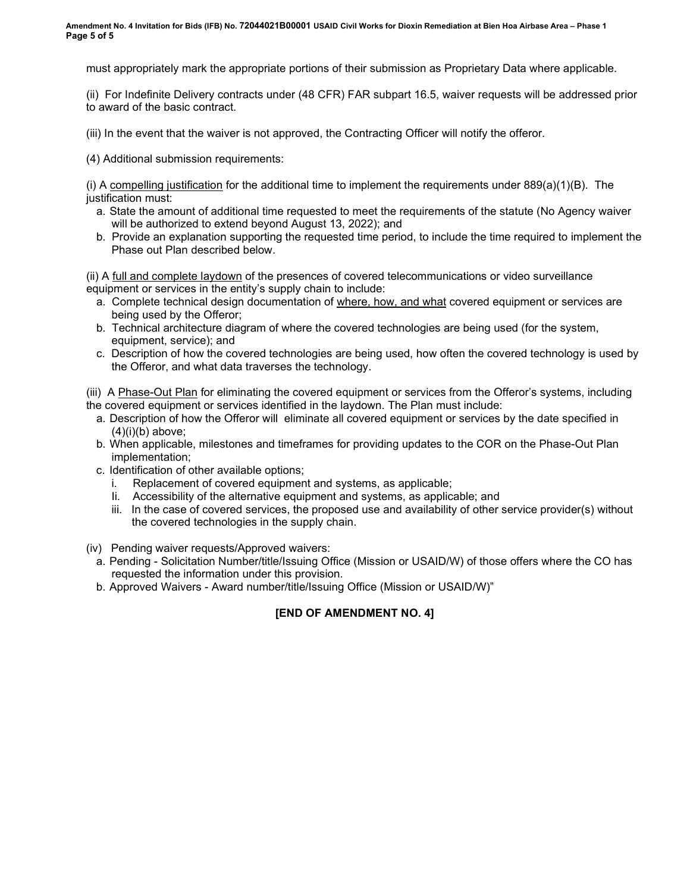must appropriately mark the appropriate portions of their submission as Proprietary Data where applicable.

(ii) For Indefinite Delivery contracts under (48 CFR) FAR subpart 16.5, waiver requests will be addressed prior to award of the basic contract.

(iii) In the event that the waiver is not approved, the Contracting Officer will notify the offeror.

(4) Additional submission requirements:

(i) A compelling justification for the additional time to implement the requirements under 889(a)(1)(B). The justification must:

a. State the amount of additional time requested to meet the requirements of the statute (No Agency waiver will be authorized to extend beyond August 13, 2022); and
b. Provide an explanation supporting the requested time period, to include the time required to implement the Phase out Plan described below.

(ii) A full and complete laydown of the presences of covered telecommunications or video surveillance equipment or services in the entity's supply chain to include:

a. Complete technical design documentation of where, how, and what covered equipment or services are being used by the Offeror;
b. Technical architecture diagram of where the covered technologies are being used (for the system, equipment, service); and
c. Description of how the covered technologies are being used, how often the covered technology is used by the Offeror, and what data traverses the technology.

(iii) A Phase-Out Plan for eliminating the covered equipment or services from the Offeror's systems, including the covered equipment or services identified in the laydown. The Plan must include:

a. Description of how the Offeror will eliminate all covered equipment or services by the date specified in (4)(i)(b) above;
b. When applicable, milestones and timeframes for providing updates to the COR on the Phase-Out Plan implementation;
c. Identification of other available options;
   i. Replacement of covered equipment and systems, as applicable;
   Ii. Accessibility of the alternative equipment and systems, as applicable; and
   iii. In the case of covered services, the proposed use and availability of other service provider(s) without the covered technologies in the supply chain.

(iv) Pending waiver requests/Approved waivers:

a. Pending - Solicitation Number/title/Issuing Office (Mission or USAID/W) of those offers where the CO has requested the information under this provision.
b. Approved Waivers - Award number/title/Issuing Office (Mission or USAID/W)"

**[END OF AMENDMENT NO. 4]**